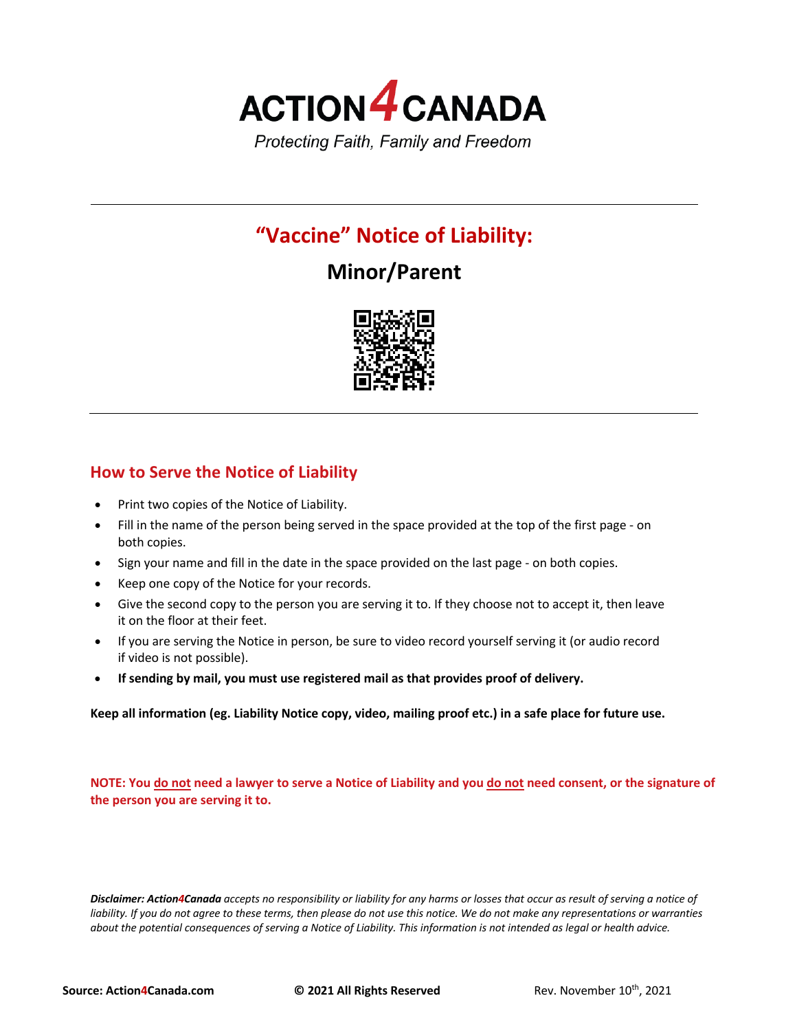# ACTION4CANADA

*Protecting Faith, Family and Freedom*

---

## "Vaccine" Notice of Liability:

## Minor/Parent

---

### How to Serve the Notice of Liability

- Print two copies of the Notice of Liability.
- Fill in the name of the person being served in the space provided at the top of the first page - on both copies.
- Sign your name and fill in the date in the space provided on the last page - on both copies.
- Keep one copy of the Notice for your records.
- Give the second copy to the person you are serving it to. If they choose not to accept it, then leave it on the floor at their feet.
- If you are serving the Notice in person, be sure to video record yourself serving it (or audio record if video is not possible).
- **If sending by mail, you must use registered mail as that provides proof of delivery.**

**Keep all information (eg. Liability Notice copy, video, mailing proof etc.) in a safe place for future use.**

**NOTE: You do not need a lawyer to serve a Notice of Liability and you do not need consent, or the signature of the person you are serving it to.**

***Disclaimer: Action4Canada** accepts no responsibility or liability for any harms or losses that occur as result of serving a notice of liability. If you do not agree to these terms, then please do not use this notice. We do not make any representations or warranties about the potential consequences of serving a Notice of Liability. This information is not intended as legal or health advice.*

**Source: Action4Canada.com** **© 2021 All Rights Reserved** Rev. November 10th, 2021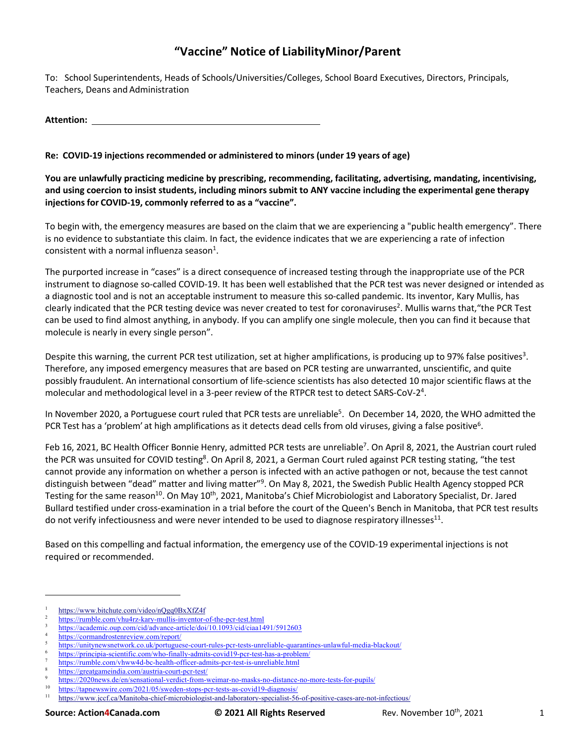# "Vaccine" Notice of LiabilityMinor/Parent

To: School Superintendents, Heads of Schools/Universities/Colleges, School Board Executives, Directors, Principals, Teachers, Deans and Administration

**Attention:** ____________________________________________

**Re: COVID-19 injections recommended or administered to minors (under 19 years of age)**

**You are unlawfully practicing medicine by prescribing, recommending, facilitating, advertising, mandating, incentivising, and using coercion to insist students, including minors submit to ANY vaccine including the experimental gene therapy injections for COVID-19, commonly referred to as a "vaccine".**

To begin with, the emergency measures are based on the claim that we are experiencing a "public health emergency". There is no evidence to substantiate this claim. In fact, the evidence indicates that we are experiencing a rate of infection consistent with a normal influenza season[1].

The purported increase in "cases" is a direct consequence of increased testing through the inappropriate use of the PCR instrument to diagnose so-called COVID-19. It has been well established that the PCR test was never designed or intended as a diagnostic tool and is not an acceptable instrument to measure this so-called pandemic. Its inventor, Kary Mullis, has clearly indicated that the PCR testing device was never created to test for coronaviruses[2]. Mullis warns that,"the PCR Test can be used to find almost anything, in anybody. If you can amplify one single molecule, then you can find it because that molecule is nearly in every single person".

Despite this warning, the current PCR test utilization, set at higher amplifications, is producing up to 97% false positives[3]. Therefore, any imposed emergency measures that are based on PCR testing are unwarranted, unscientific, and quite possibly fraudulent. An international consortium of life-science scientists has also detected 10 major scientific flaws at the molecular and methodological level in a 3-peer review of the RTPCR test to detect SARS-CoV-2[4].

In November 2020, a Portuguese court ruled that PCR tests are unreliable[5]. On December 14, 2020, the WHO admitted the PCR Test has a 'problem' at high amplifications as it detects dead cells from old viruses, giving a false positive[6].

Feb 16, 2021, BC Health Officer Bonnie Henry, admitted PCR tests are unreliable[7]. On April 8, 2021, the Austrian court ruled the PCR was unsuited for COVID testing[8]. On April 8, 2021, a German Court ruled against PCR testing stating, "the test cannot provide any information on whether a person is infected with an active pathogen or not, because the test cannot distinguish between "dead" matter and living matter"[9]. On May 8, 2021, the Swedish Public Health Agency stopped PCR Testing for the same reason[10]. On May 10th, 2021, Manitoba's Chief Microbiologist and Laboratory Specialist, Dr. Jared Bullard testified under cross-examination in a trial before the court of the Queen's Bench in Manitoba, that PCR test results do not verify infectiousness and were never intended to be used to diagnose respiratory illnesses[11].

Based on this compelling and factual information, the emergency use of the COVID-19 experimental injections is not required or recommended.

---

1. https://www.bitchute.com/video/nQgq0BxXfZ4f
2. https://rumble.com/vhu4rz-kary-mullis-inventor-of-the-pcr-test.html
3. https://academic.oup.com/cid/advance-article/doi/10.1093/cid/ciaa1491/5912603
4. https://cormandrostenreview.com/report/
5. https://unitynewsnetwork.co.uk/portuguese-court-rules-pcr-tests-unreliable-quarantines-unlawful-media-blackout/
6. https://principia-scientific.com/who-finally-admits-covid19-pcr-test-has-a-problem/
7. https://rumble.com/vhww4d-bc-health-officer-admits-pcr-test-is-unreliable.html
8. https://greatgameindia.com/austria-court-pcr-test/
9. https://2020news.de/en/sensational-verdict-from-weimar-no-masks-no-distance-no-more-tests-for-pupils/
10. https://tapnewswire.com/2021/05/sweden-stops-pcr-tests-as-covid19-diagnosis/
11. https://www.jccf.ca/Manitoba-chief-microbiologist-and-laboratory-specialist-56-of-positive-cases-are-not-infectious/

**Source: Action4Canada.com** **© 2021 All Rights Reserved** Rev. November 10th, 2021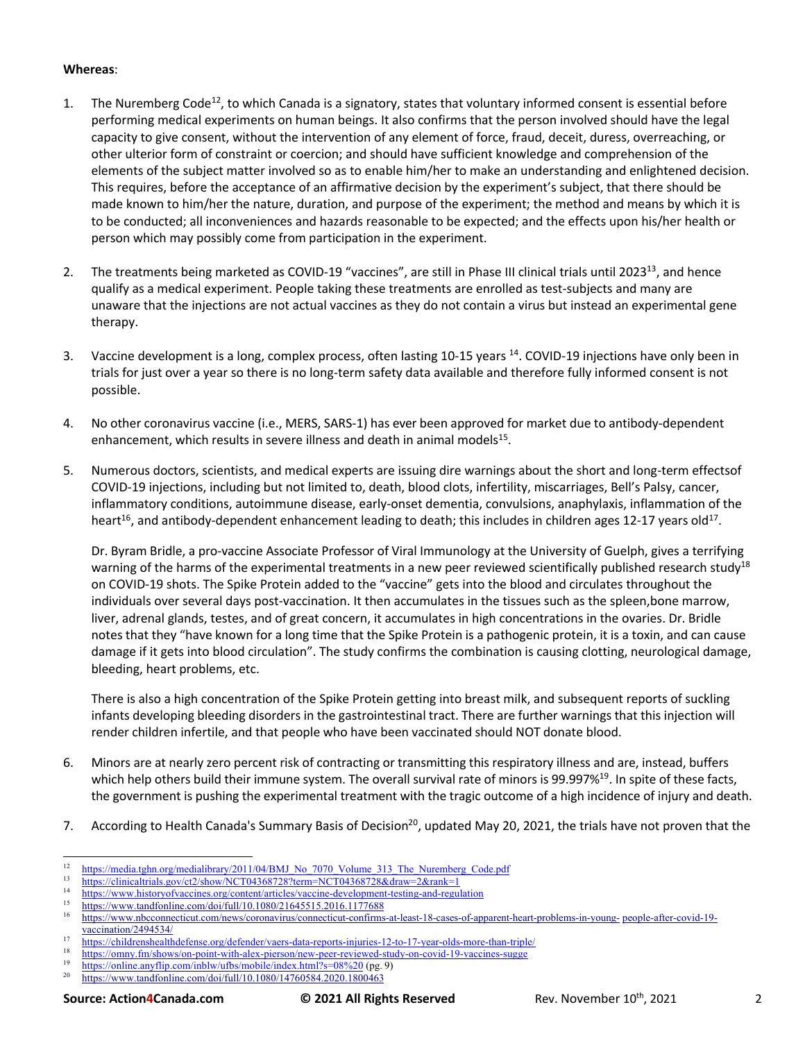**Whereas**:

1. The Nuremberg Code[12], to which Canada is a signatory, states that voluntary informed consent is essential before performing medical experiments on human beings. It also confirms that the person involved should have the legal capacity to give consent, without the intervention of any element of force, fraud, deceit, duress, overreaching, or other ulterior form of constraint or coercion; and should have sufficient knowledge and comprehension of the elements of the subject matter involved so as to enable him/her to make an understanding and enlightened decision. This requires, before the acceptance of an affirmative decision by the experiment's subject, that there should be made known to him/her the nature, duration, and purpose of the experiment; the method and means by which it is to be conducted; all inconveniences and hazards reasonable to be expected; and the effects upon his/her health or person which may possibly come from participation in the experiment.

2. The treatments being marketed as COVID-19 "vaccines", are still in Phase III clinical trials until 2023[13], and hence qualify as a medical experiment. People taking these treatments are enrolled as test-subjects and many are unaware that the injections are not actual vaccines as they do not contain a virus but instead an experimental gene therapy.

3. Vaccine development is a long, complex process, often lasting 10-15 years [14]. COVID-19 injections have only been in trials for just over a year so there is no long-term safety data available and therefore fully informed consent is not possible.

4. No other coronavirus vaccine (i.e., MERS, SARS-1) has ever been approved for market due to antibody-dependent enhancement, which results in severe illness and death in animal models[15].

5. Numerous doctors, scientists, and medical experts are issuing dire warnings about the short and long-term effectsof COVID-19 injections, including but not limited to, death, blood clots, infertility, miscarriages, Bell's Palsy, cancer, inflammatory conditions, autoimmune disease, early-onset dementia, convulsions, anaphylaxis, inflammation of the heart[16], and antibody-dependent enhancement leading to death; this includes in children ages 12-17 years old[17].

   Dr. Byram Bridle, a pro-vaccine Associate Professor of Viral Immunology at the University of Guelph, gives a terrifying warning of the harms of the experimental treatments in a new peer reviewed scientifically published research study[18] on COVID-19 shots. The Spike Protein added to the "vaccine" gets into the blood and circulates throughout the individuals over several days post-vaccination. It then accumulates in the tissues such as the spleen,bone marrow, liver, adrenal glands, testes, and of great concern, it accumulates in high concentrations in the ovaries. Dr. Bridle notes that they "have known for a long time that the Spike Protein is a pathogenic protein, it is a toxin, and can cause damage if it gets into blood circulation". The study confirms the combination is causing clotting, neurological damage, bleeding, heart problems, etc.

   There is also a high concentration of the Spike Protein getting into breast milk, and subsequent reports of suckling infants developing bleeding disorders in the gastrointestinal tract. There are further warnings that this injection will render children infertile, and that people who have been vaccinated should NOT donate blood.

6. Minors are at nearly zero percent risk of contracting or transmitting this respiratory illness and are, instead, buffers which help others build their immune system. The overall survival rate of minors is 99.997%[19]. In spite of these facts, the government is pushing the experimental treatment with the tragic outcome of a high incidence of injury and death.

7. According to Health Canada's Summary Basis of Decision[20], updated May 20, 2021, the trials have not proven that the

---

[12] https://media.tghn.org/medialibrary/2011/04/BMJ_No_7070_Volume_313_The_Nuremberg_Code.pdf
[13] https://clinicaltrials.gov/ct2/show/NCT04368728?term=NCT04368728&draw=2&rank=1
[14] https://www.historyofvaccines.org/content/articles/vaccine-development-testing-and-regulation
[15] https://www.tandfonline.com/doi/full/10.1080/21645515.2016.1177688
[16] https://www.nbcconnecticut.com/news/coronavirus/connecticut-confirms-at-least-18-cases-of-apparent-heart-problems-in-young- people-after-covid-19-vaccination/2494534/
[17] https://childrenshealthdefense.org/defender/vaers-data-reports-injuries-12-to-17-year-olds-more-than-triple/
[18] https://omny.fm/shows/on-point-with-alex-pierson/new-peer-reviewed-study-on-covid-19-vaccines-sugge
[19] https://online.anyflip.com/inblw/ufbs/mobile/index.html?s=08%20 (pg. 9)
[20] https://www.tandfonline.com/doi/full/10.1080/14760584.2020.1800463

**Source: Action4Canada.com** **© 2021 All Rights Reserved** Rev. November 10th, 2021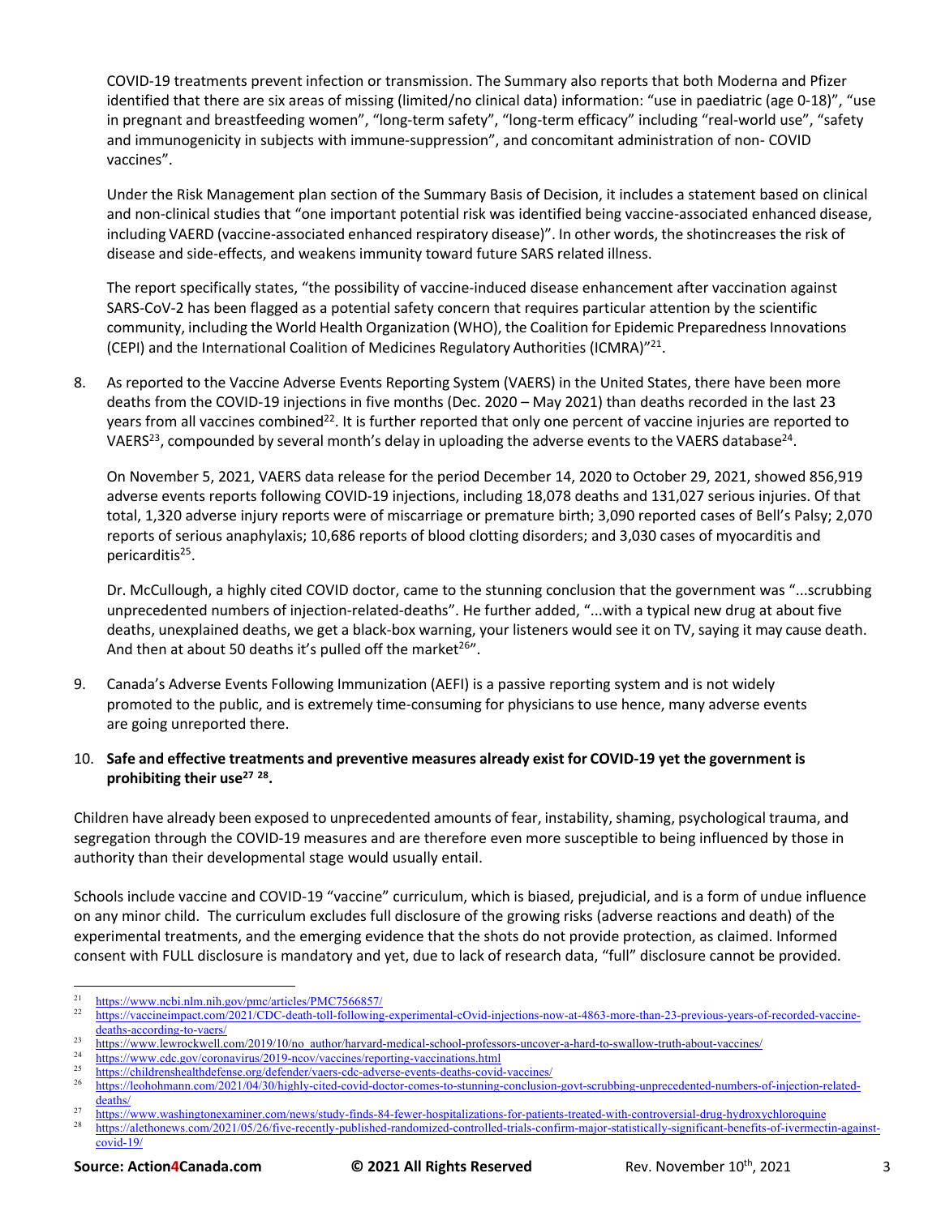COVID-19 treatments prevent infection or transmission. The Summary also reports that both Moderna and Pfizer identified that there are six areas of missing (limited/no clinical data) information: "use in paediatric (age 0-18)", "use in pregnant and breastfeeding women", "long-term safety", "long-term efficacy" including "real-world use", "safety and immunogenicity in subjects with immune-suppression", and concomitant administration of non- COVID vaccines".

Under the Risk Management plan section of the Summary Basis of Decision, it includes a statement based on clinical and non-clinical studies that "one important potential risk was identified being vaccine-associated enhanced disease, including VAERD (vaccine-associated enhanced respiratory disease)". In other words, the shotincreases the risk of disease and side-effects, and weakens immunity toward future SARS related illness.

The report specifically states, "the possibility of vaccine-induced disease enhancement after vaccination against SARS-CoV-2 has been flagged as a potential safety concern that requires particular attention by the scientific community, including the World Health Organization (WHO), the Coalition for Epidemic Preparedness Innovations (CEPI) and the International Coalition of Medicines Regulatory Authorities (ICMRA)"[21].

8. As reported to the Vaccine Adverse Events Reporting System (VAERS) in the United States, there have been more deaths from the COVID-19 injections in five months (Dec. 2020 – May 2021) than deaths recorded in the last 23 years from all vaccines combined[22]. It is further reported that only one percent of vaccine injuries are reported to VAERS[23], compounded by several month's delay in uploading the adverse events to the VAERS database[24].

   On November 5, 2021, VAERS data release for the period December 14, 2020 to October 29, 2021, showed 856,919 adverse events reports following COVID-19 injections, including 18,078 deaths and 131,027 serious injuries. Of that total, 1,320 adverse injury reports were of miscarriage or premature birth; 3,090 reported cases of Bell's Palsy; 2,070 reports of serious anaphylaxis; 10,686 reports of blood clotting disorders; and 3,030 cases of myocarditis and pericarditis[25].

   Dr. McCullough, a highly cited COVID doctor, came to the stunning conclusion that the government was "...scrubbing unprecedented numbers of injection-related-deaths". He further added, "...with a typical new drug at about five deaths, unexplained deaths, we get a black-box warning, your listeners would see it on TV, saying it may cause death. And then at about 50 deaths it's pulled off the market[26]".

9. Canada's Adverse Events Following Immunization (AEFI) is a passive reporting system and is not widely promoted to the public, and is extremely time-consuming for physicians to use hence, many adverse events are going unreported there.

10. **Safe and effective treatments and preventive measures already exist for COVID-19 yet the government is prohibiting their use[27] [28].**

Children have already been exposed to unprecedented amounts of fear, instability, shaming, psychological trauma, and segregation through the COVID-19 measures and are therefore even more susceptible to being influenced by those in authority than their developmental stage would usually entail.

Schools include vaccine and COVID-19 "vaccine" curriculum, which is biased, prejudicial, and is a form of undue influence on any minor child. The curriculum excludes full disclosure of the growing risks (adverse reactions and death) of the experimental treatments, and the emerging evidence that the shots do not provide protection, as claimed. Informed consent with FULL disclosure is mandatory and yet, due to lack of research data, "full" disclosure cannot be provided.

---

[21] https://www.ncbi.nlm.nih.gov/pmc/articles/PMC7566857/

[22] https://vaccineimpact.com/2021/CDC-death-toll-following-experimental-cOvid-injections-now-at-4863-more-than-23-previous-years-of-recorded-vaccine-deaths-according-to-vaers/

[23] https://www.lewrockwell.com/2019/10/no_author/harvard-medical-school-professors-uncover-a-hard-to-swallow-truth-about-vaccines/

[24] https://www.cdc.gov/coronavirus/2019-ncov/vaccines/reporting-vaccinations.html

[25] https://childrenshealthdefense.org/defender/vaers-cdc-adverse-events-deaths-covid-vaccines/

[26] https://leohohmann.com/2021/04/30/highly-cited-covid-doctor-comes-to-stunning-conclusion-govt-scrubbing-unprecedented-numbers-of-injection-related-deaths/

[27] https://www.washingtonexaminer.com/news/study-finds-84-fewer-hospitalizations-for-patients-treated-with-controversial-drug-hydroxychloroquine

[28] https://alethonews.com/2021/05/26/five-recently-published-randomized-controlled-trials-confirm-major-statistically-significant-benefits-of-ivermectin-against-covid-19/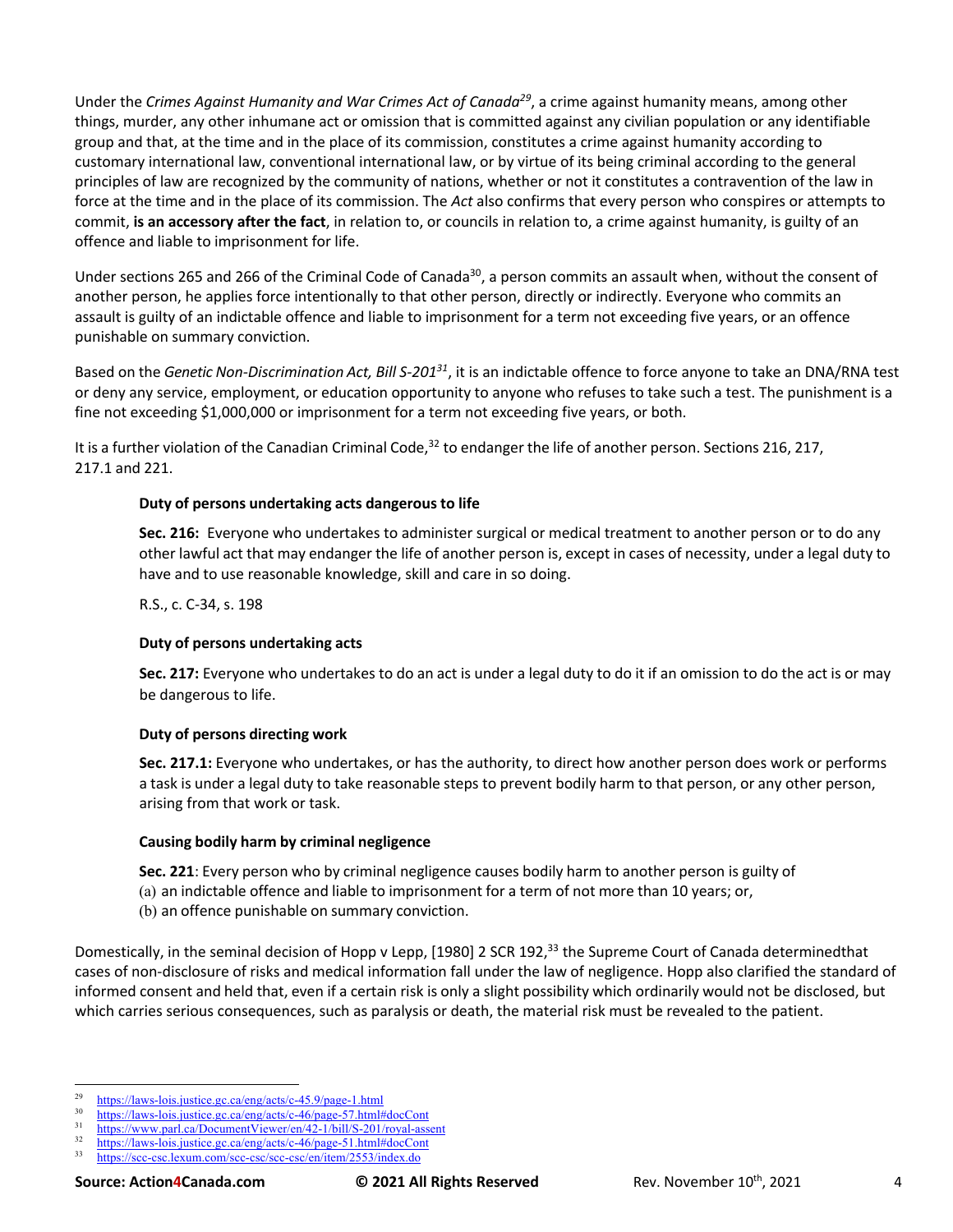Under the *Crimes Against Humanity and War Crimes Act of Canada*[29], a crime against humanity means, among other things, murder, any other inhumane act or omission that is committed against any civilian population or any identifiable group and that, at the time and in the place of its commission, constitutes a crime against humanity according to customary international law, conventional international law, or by virtue of its being criminal according to the general principles of law are recognized by the community of nations, whether or not it constitutes a contravention of the law in force at the time and in the place of its commission. The *Act* also confirms that every person who conspires or attempts to commit, **is an accessory after the fact**, in relation to, or councils in relation to, a crime against humanity, is guilty of an offence and liable to imprisonment for life.

Under sections 265 and 266 of the Criminal Code of Canada[30], a person commits an assault when, without the consent of another person, he applies force intentionally to that other person, directly or indirectly. Everyone who commits an assault is guilty of an indictable offence and liable to imprisonment for a term not exceeding five years, or an offence punishable on summary conviction.

Based on the *Genetic Non-Discrimination Act, Bill S-201*[31], it is an indictable offence to force anyone to take an DNA/RNA test or deny any service, employment, or education opportunity to anyone who refuses to take such a test. The punishment is a fine not exceeding $1,000,000 or imprisonment for a term not exceeding five years, or both.

It is a further violation of the Canadian Criminal Code,[32] to endanger the life of another person. Sections 216, 217, 217.1 and 221.

> **Duty of persons undertaking acts dangerous to life**
>
> **Sec. 216:** Everyone who undertakes to administer surgical or medical treatment to another person or to do any other lawful act that may endanger the life of another person is, except in cases of necessity, under a legal duty to have and to use reasonable knowledge, skill and care in so doing.
>
> R.S., c. C-34, s. 198
>
> **Duty of persons undertaking acts**
>
> **Sec. 217:** Everyone who undertakes to do an act is under a legal duty to do it if an omission to do the act is or may be dangerous to life.
>
> **Duty of persons directing work**
>
> **Sec. 217.1:** Everyone who undertakes, or has the authority, to direct how another person does work or performs a task is under a legal duty to take reasonable steps to prevent bodily harm to that person, or any other person, arising from that work or task.
>
> **Causing bodily harm by criminal negligence**
>
> **Sec. 221**: Every person who by criminal negligence causes bodily harm to another person is guilty of
> (a) an indictable offence and liable to imprisonment for a term of not more than 10 years; or,
> (b) an offence punishable on summary conviction.

Domestically, in the seminal decision of Hopp v Lepp, [1980] 2 SCR 192,[33] the Supreme Court of Canada determinedthat cases of non-disclosure of risks and medical information fall under the law of negligence. Hopp also clarified the standard of informed consent and held that, even if a certain risk is only a slight possibility which ordinarily would not be disclosed, but which carries serious consequences, such as paralysis or death, the material risk must be revealed to the patient.

---

[29] https://laws-lois.justice.gc.ca/eng/acts/c-45.9/page-1.html
[30] https://laws-lois.justice.gc.ca/eng/acts/c-46/page-57.html#docCont
[31] https://www.parl.ca/DocumentViewer/en/42-1/bill/S-201/royal-assent
[32] https://laws-lois.justice.gc.ca/eng/acts/c-46/page-51.html#docCont
[33] https://scc-csc.lexum.com/scc-csc/scc-csc/en/item/2553/index.do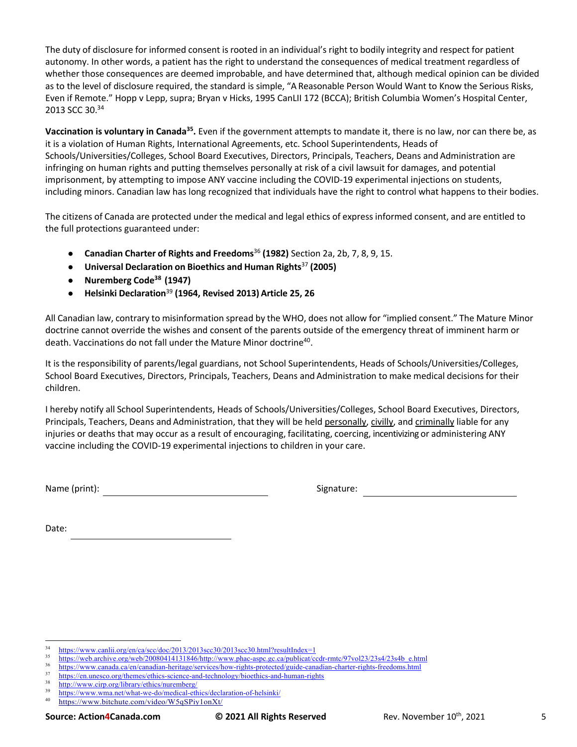The duty of disclosure for informed consent is rooted in an individual's right to bodily integrity and respect for patient autonomy. In other words, a patient has the right to understand the consequences of medical treatment regardless of whether those consequences are deemed improbable, and have determined that, although medical opinion can be divided as to the level of disclosure required, the standard is simple, "A Reasonable Person Would Want to Know the Serious Risks, Even if Remote." Hopp v Lepp, supra; Bryan v Hicks, 1995 CanLII 172 (BCCA); British Columbia Women's Hospital Center, 2013 SCC 30.[34]

**Vaccination is voluntary in Canada[35].** Even if the government attempts to mandate it, there is no law, nor can there be, as it is a violation of Human Rights, International Agreements, etc. School Superintendents, Heads of Schools/Universities/Colleges, School Board Executives, Directors, Principals, Teachers, Deans and Administration are infringing on human rights and putting themselves personally at risk of a civil lawsuit for damages, and potential imprisonment, by attempting to impose ANY vaccine including the COVID-19 experimental injections on students, including minors. Canadian law has long recognized that individuals have the right to control what happens to their bodies.

The citizens of Canada are protected under the medical and legal ethics of express informed consent, and are entitled to the full protections guaranteed under:

- **Canadian Charter of Rights and Freedoms**[36] **(1982)** Section 2a, 2b, 7, 8, 9, 15.
- **Universal Declaration on Bioethics and Human Rights**[37] **(2005)**
- **Nuremberg Code[38] (1947)**
- **Helsinki Declaration**[39] **(1964, Revised 2013) Article 25, 26**

All Canadian law, contrary to misinformation spread by the WHO, does not allow for "implied consent." The Mature Minor doctrine cannot override the wishes and consent of the parents outside of the emergency threat of imminent harm or death. Vaccinations do not fall under the Mature Minor doctrine[40].

It is the responsibility of parents/legal guardians, not School Superintendents, Heads of Schools/Universities/Colleges, School Board Executives, Directors, Principals, Teachers, Deans and Administration to make medical decisions for their children.

I hereby notify all School Superintendents, Heads of Schools/Universities/Colleges, School Board Executives, Directors, Principals, Teachers, Deans and Administration, that they will be held personally, civilly, and criminally liable for any injuries or deaths that may occur as a result of encouraging, facilitating, coercing, incentivizing or administering ANY vaccine including the COVID-19 experimental injections to children in your care.

Name (print): ______________________ Signature: ______________________

Date: ______________________

[34] https://www.canlii.org/en/ca/scc/doc/2013/2013scc30/2013scc30.html?resultIndex=1
[35] https://web.archive.org/web/20080414131846/http://www.phac-aspc.gc.ca/publicat/ccdr-rmtc/97vol23/23s4/23s4b_e.html
[36] https://www.canada.ca/en/canadian-heritage/services/how-rights-protected/guide-canadian-charter-rights-freedoms.html
[37] https://en.unesco.org/themes/ethics-science-and-technology/bioethics-and-human-rights
[38] http://www.cirp.org/library/ethics/nuremberg/
[39] https://www.wma.net/what-we-do/medical-ethics/declaration-of-helsinki/
[40] https://www.bitchute.com/video/W5qSPiy1onXt/

**Source: Action4Canada.com** **© 2021 All Rights Reserved** Rev. November 10th, 2021